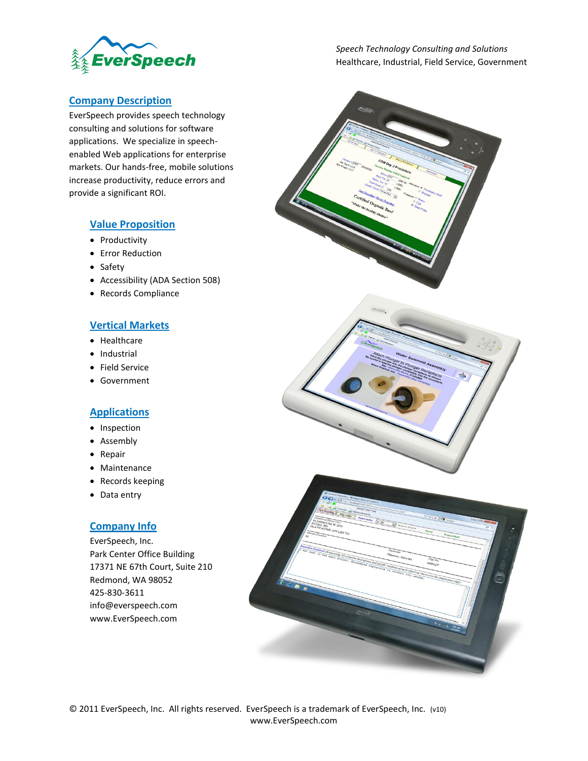EverSpeech

*Speech Technology Consulting and Solutions*
Healthcare, Industrial, Field Service, Government

## Company Description

EverSpeech provides speech technology consulting and solutions for software applications. We specialize in speech-enabled Web applications for enterprise markets. Our hands-free, mobile solutions increase productivity, reduce errors and provide a significant ROI.

### Value Proposition

- Productivity
- Error Reduction
- Safety
- Accessibility (ADA Section 508)
- Records Compliance

### Vertical Markets

- Healthcare
- Industrial
- Field Service
- Government

### Applications

- Inspection
- Assembly
- Repair
- Maintenance
- Records keeping
- Data entry

### Company Info

EverSpeech, Inc.
Park Center Office Building
17371 NE 67th Court, Suite 210
Redmond, WA 98052
425-830-3611
info@everspeech.com
www.EverSpeech.com

© 2011 EverSpeech, Inc. All rights reserved. EverSpeech is a trademark of EverSpeech, Inc. (v10)
www.EverSpeech.com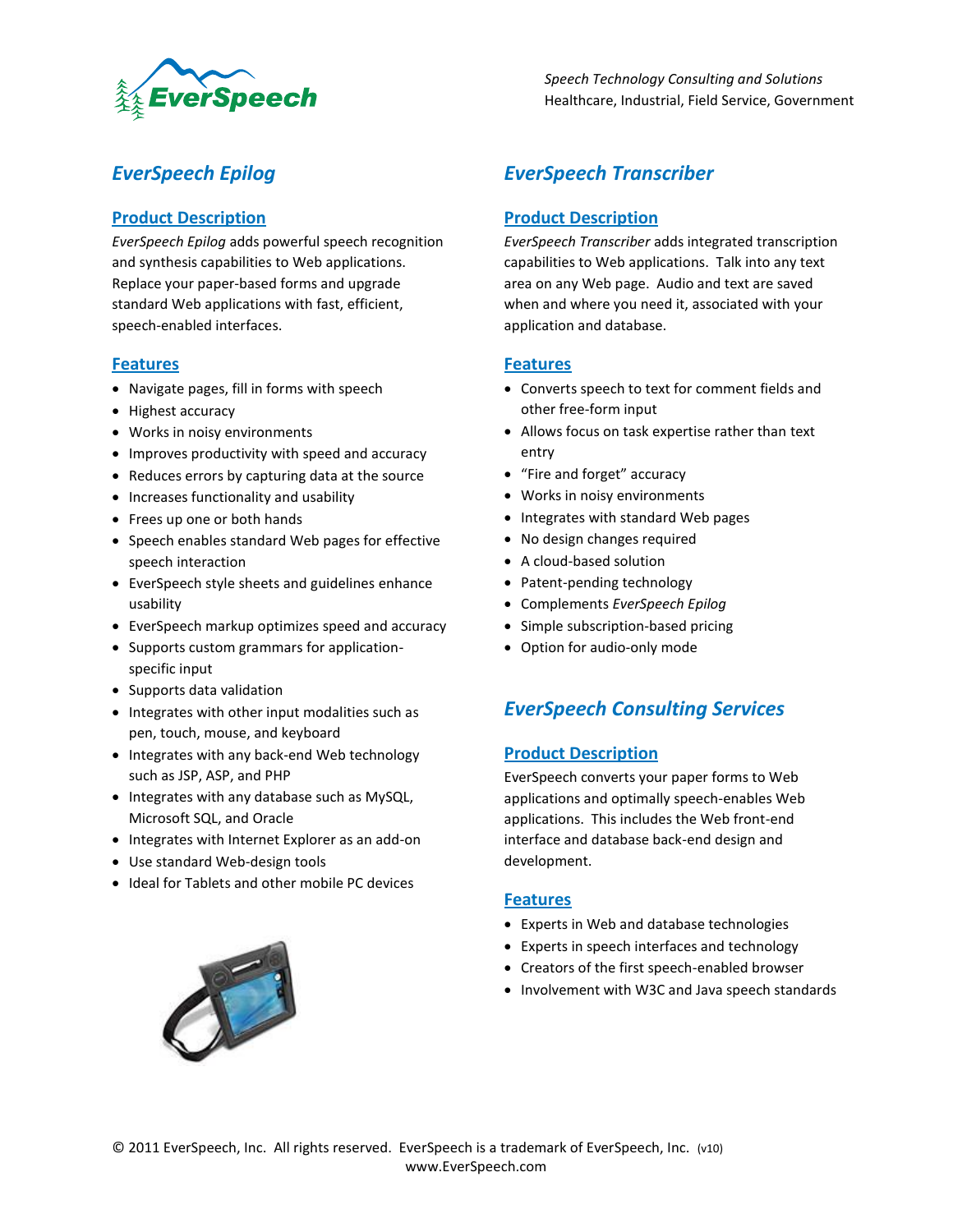EverSpeech

*Speech Technology Consulting and Solutions*
Healthcare, Industrial, Field Service, Government

## *EverSpeech Epilog*

### Product Description

*EverSpeech Epilog* adds powerful speech recognition and synthesis capabilities to Web applications. Replace your paper-based forms and upgrade standard Web applications with fast, efficient, speech-enabled interfaces.

### Features

- Navigate pages, fill in forms with speech
- Highest accuracy
- Works in noisy environments
- Improves productivity with speed and accuracy
- Reduces errors by capturing data at the source
- Increases functionality and usability
- Frees up one or both hands
- Speech enables standard Web pages for effective speech interaction
- EverSpeech style sheets and guidelines enhance usability
- EverSpeech markup optimizes speed and accuracy
- Supports custom grammars for application-specific input
- Supports data validation
- Integrates with other input modalities such as pen, touch, mouse, and keyboard
- Integrates with any back-end Web technology such as JSP, ASP, and PHP
- Integrates with any database such as MySQL, Microsoft SQL, and Oracle
- Integrates with Internet Explorer as an add-on
- Use standard Web-design tools
- Ideal for Tablets and other mobile PC devices

## *EverSpeech Transcriber*

### Product Description

*EverSpeech Transcriber* adds integrated transcription capabilities to Web applications. Talk into any text area on any Web page. Audio and text are saved when and where you need it, associated with your application and database.

### Features

- Converts speech to text for comment fields and other free-form input
- Allows focus on task expertise rather than text entry
- "Fire and forget" accuracy
- Works in noisy environments
- Integrates with standard Web pages
- No design changes required
- A cloud-based solution
- Patent-pending technology
- Complements *EverSpeech Epilog*
- Simple subscription-based pricing
- Option for audio-only mode

## *EverSpeech Consulting Services*

### Product Description

EverSpeech converts your paper forms to Web applications and optimally speech-enables Web applications. This includes the Web front-end interface and database back-end design and development.

### Features

- Experts in Web and database technologies
- Experts in speech interfaces and technology
- Creators of the first speech-enabled browser
- Involvement with W3C and Java speech standards

© 2011 EverSpeech, Inc. All rights reserved. EverSpeech is a trademark of EverSpeech, Inc. (v10)
www.EverSpeech.com